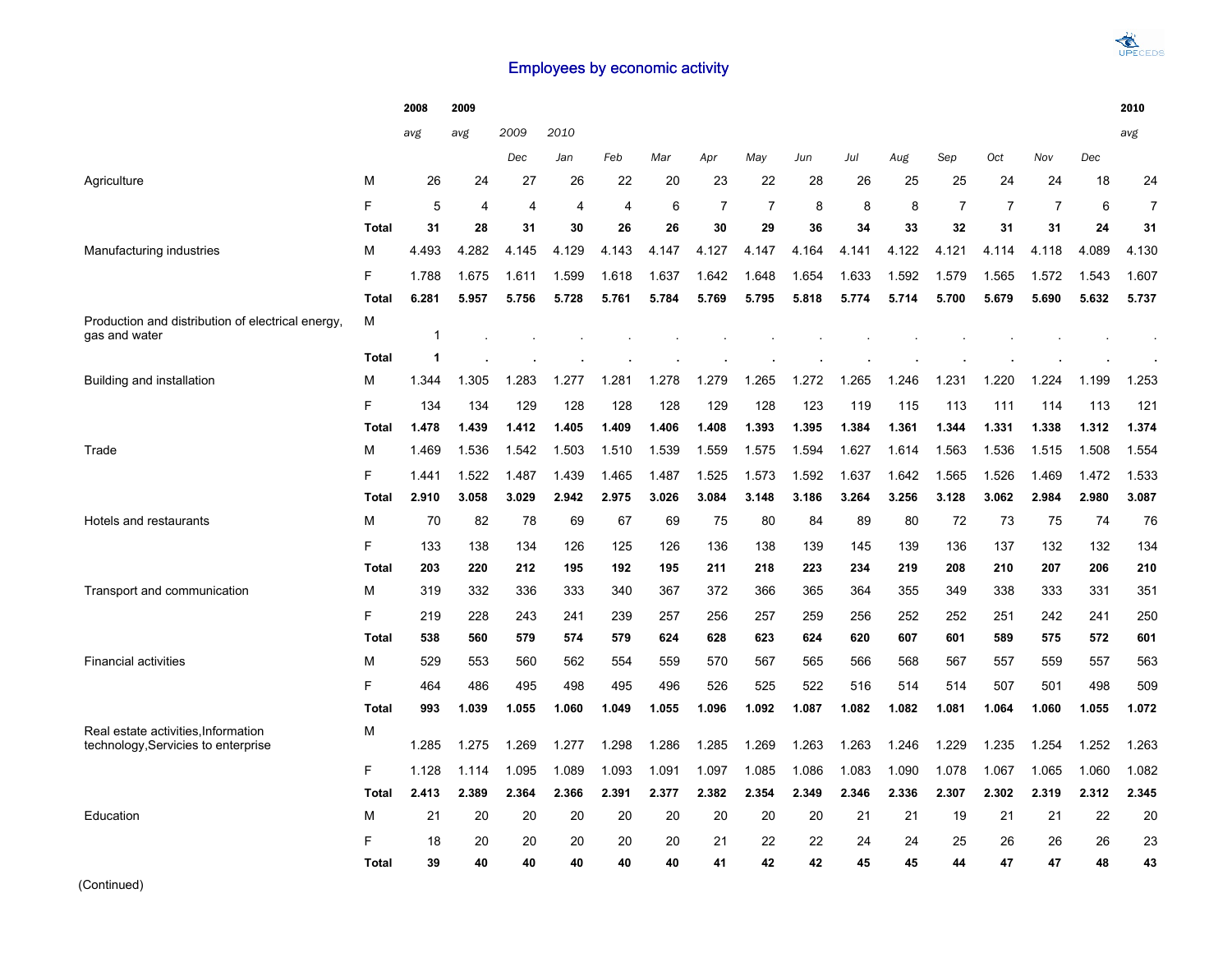# Employees by economic activity

| | | 2008 | 2009 | | | | | | | | | | | | | | 2010 |
|---|---|---|---|---|---|---|---|---|---|---|---|---|---|---|---|---|---|
| | | *avg* | *avg* | *2009* | *2010* | | | | | | | | | | | | *avg* |
| | | | | *Dec* | *Jan* | *Feb* | *Mar* | *Apr* | *May* | *Jun* | *Jul* | *Aug* | *Sep* | *Oct* | *Nov* | *Dec* | |
| Agriculture | M | 26 | 24 | 27 | 26 | 22 | 20 | 23 | 22 | 28 | 26 | 25 | 25 | 24 | 24 | 18 | 24 |
| | F | 5 | 4 | 4 | 4 | 4 | 6 | 7 | 7 | 8 | 8 | 8 | 7 | 7 | 7 | 6 | 7 |
| | **Total** | **31** | **28** | **31** | **30** | **26** | **26** | **30** | **29** | **36** | **34** | **33** | **32** | **31** | **31** | **24** | **31** |
| Manufacturing industries | M | 4.493 | 4.282 | 4.145 | 4.129 | 4.143 | 4.147 | 4.127 | 4.147 | 4.164 | 4.141 | 4.122 | 4.121 | 4.114 | 4.118 | 4.089 | 4.130 |
| | F | 1.788 | 1.675 | 1.611 | 1.599 | 1.618 | 1.637 | 1.642 | 1.648 | 1.654 | 1.633 | 1.592 | 1.579 | 1.565 | 1.572 | 1.543 | 1.607 |
| | **Total** | **6.281** | **5.957** | **5.756** | **5.728** | **5.761** | **5.784** | **5.769** | **5.795** | **5.818** | **5.774** | **5.714** | **5.700** | **5.679** | **5.690** | **5.632** | **5.737** |
| Production and distribution of electrical energy, gas and water | M | 1 | . | . | . | . | . | . | . | . | . | . | . | . | . | . | . |
| | **Total** | **1** | **.** | **.** | **.** | **.** | **.** | **.** | **.** | **.** | **.** | **.** | **.** | **.** | **.** | **.** | **.** |
| Building and installation | M | 1.344 | 1.305 | 1.283 | 1.277 | 1.281 | 1.278 | 1.279 | 1.265 | 1.272 | 1.265 | 1.246 | 1.231 | 1.220 | 1.224 | 1.199 | 1.253 |
| | F | 134 | 134 | 129 | 128 | 128 | 128 | 129 | 128 | 123 | 119 | 115 | 113 | 111 | 114 | 113 | 121 |
| | **Total** | **1.478** | **1.439** | **1.412** | **1.405** | **1.409** | **1.406** | **1.408** | **1.393** | **1.395** | **1.384** | **1.361** | **1.344** | **1.331** | **1.338** | **1.312** | **1.374** |
| Trade | M | 1.469 | 1.536 | 1.542 | 1.503 | 1.510 | 1.539 | 1.559 | 1.575 | 1.594 | 1.627 | 1.614 | 1.563 | 1.536 | 1.515 | 1.508 | 1.554 |
| | F | 1.441 | 1.522 | 1.487 | 1.439 | 1.465 | 1.487 | 1.525 | 1.573 | 1.592 | 1.637 | 1.642 | 1.565 | 1.526 | 1.469 | 1.472 | 1.533 |
| | **Total** | **2.910** | **3.058** | **3.029** | **2.942** | **2.975** | **3.026** | **3.084** | **3.148** | **3.186** | **3.264** | **3.256** | **3.128** | **3.062** | **2.984** | **2.980** | **3.087** |
| Hotels and restaurants | M | 70 | 82 | 78 | 69 | 67 | 69 | 75 | 80 | 84 | 89 | 80 | 72 | 73 | 75 | 74 | 76 |
| | F | 133 | 138 | 134 | 126 | 125 | 126 | 136 | 138 | 139 | 145 | 139 | 136 | 137 | 132 | 132 | 134 |
| | **Total** | **203** | **220** | **212** | **195** | **192** | **195** | **211** | **218** | **223** | **234** | **219** | **208** | **210** | **207** | **206** | **210** |
| Transport and communication | M | 319 | 332 | 336 | 333 | 340 | 367 | 372 | 366 | 365 | 364 | 355 | 349 | 338 | 333 | 331 | 351 |
| | F | 219 | 228 | 243 | 241 | 239 | 257 | 256 | 257 | 259 | 256 | 252 | 252 | 251 | 242 | 241 | 250 |
| | **Total** | **538** | **560** | **579** | **574** | **579** | **624** | **628** | **623** | **624** | **620** | **607** | **601** | **589** | **575** | **572** | **601** |
| Financial activities | M | 529 | 553 | 560 | 562 | 554 | 559 | 570 | 567 | 565 | 566 | 568 | 567 | 557 | 559 | 557 | 563 |
| | F | 464 | 486 | 495 | 498 | 495 | 496 | 526 | 525 | 522 | 516 | 514 | 514 | 507 | 501 | 498 | 509 |
| | **Total** | **993** | **1.039** | **1.055** | **1.060** | **1.049** | **1.055** | **1.096** | **1.092** | **1.087** | **1.082** | **1.082** | **1.081** | **1.064** | **1.060** | **1.055** | **1.072** |
| Real estate activities,Information technology,Servicies to enterprise | M | 1.285 | 1.275 | 1.269 | 1.277 | 1.298 | 1.286 | 1.285 | 1.269 | 1.263 | 1.263 | 1.246 | 1.229 | 1.235 | 1.254 | 1.252 | 1.263 |
| | F | 1.128 | 1.114 | 1.095 | 1.089 | 1.093 | 1.091 | 1.097 | 1.085 | 1.086 | 1.083 | 1.090 | 1.078 | 1.067 | 1.065 | 1.060 | 1.082 |
| | **Total** | **2.413** | **2.389** | **2.364** | **2.366** | **2.391** | **2.377** | **2.382** | **2.354** | **2.349** | **2.346** | **2.336** | **2.307** | **2.302** | **2.319** | **2.312** | **2.345** |
| Education | M | 21 | 20 | 20 | 20 | 20 | 20 | 20 | 20 | 20 | 21 | 21 | 19 | 21 | 21 | 22 | 20 |
| | F | 18 | 20 | 20 | 20 | 20 | 20 | 21 | 22 | 22 | 24 | 24 | 25 | 26 | 26 | 26 | 23 |
| | **Total** | **39** | **40** | **40** | **40** | **40** | **40** | **41** | **42** | **42** | **45** | **45** | **44** | **47** | **47** | **48** | **43** |

(Continued)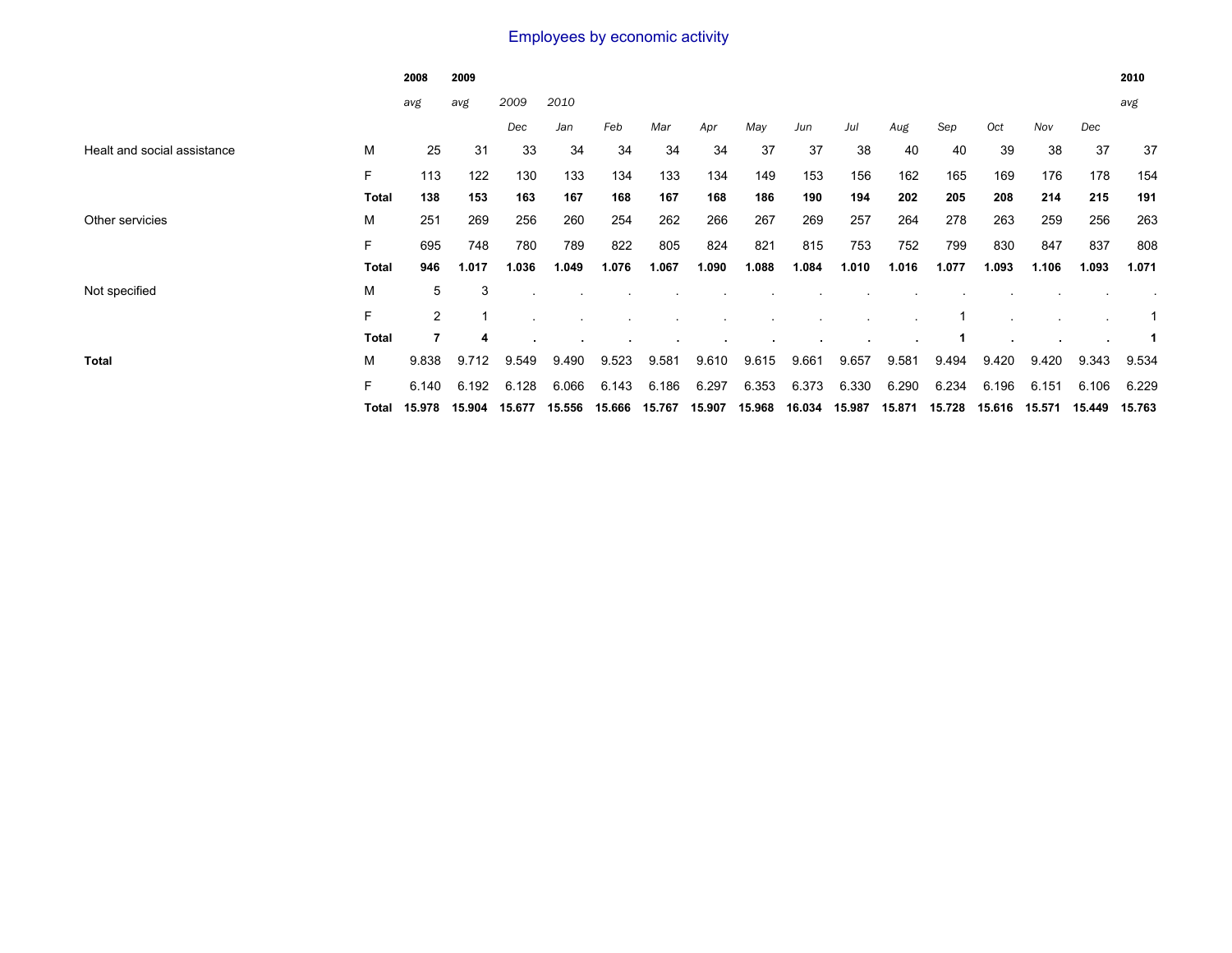# Employees by economic activity

| | | 2008 avg | 2009 avg | 2009 Dec | 2010 Jan | Feb | Mar | Apr | May | Jun | Jul | Aug | Sep | Oct | Nov | Dec | 2010 avg |
|---|---|---|---|---|---|---|---|---|---|---|---|---|---|---|---|---|---|
| Healt and social assistance | M | 25 | 31 | 33 | 34 | 34 | 34 | 34 | 37 | 37 | 38 | 40 | 40 | 39 | 38 | 37 | 37 |
| | F | 113 | 122 | 130 | 133 | 134 | 133 | 134 | 149 | 153 | 156 | 162 | 165 | 169 | 176 | 178 | 154 |
| | **Total** | **138** | **153** | **163** | **167** | **168** | **167** | **168** | **186** | **190** | **194** | **202** | **205** | **208** | **214** | **215** | **191** |
| Other servicies | M | 251 | 269 | 256 | 260 | 254 | 262 | 266 | 267 | 269 | 257 | 264 | 278 | 263 | 259 | 256 | 263 |
| | F | 695 | 748 | 780 | 789 | 822 | 805 | 824 | 821 | 815 | 753 | 752 | 799 | 830 | 847 | 837 | 808 |
| | **Total** | **946** | **1.017** | **1.036** | **1.049** | **1.076** | **1.067** | **1.090** | **1.088** | **1.084** | **1.010** | **1.016** | **1.077** | **1.093** | **1.106** | **1.093** | **1.071** |
| Not specified | M | 5 | 3 | . | . | . | . | . | . | . | . | . | . | . | . | . | . |
| | F | 2 | 1 | . | . | . | . | . | . | . | . | . | 1 | . | . | . | 1 |
| | **Total** | **7** | **4** | **.** | **.** | **.** | **.** | **.** | **.** | **.** | **.** | **.** | **1** | **.** | **.** | **.** | **1** |
| **Total** | M | 9.838 | 9.712 | 9.549 | 9.490 | 9.523 | 9.581 | 9.610 | 9.615 | 9.661 | 9.657 | 9.581 | 9.494 | 9.420 | 9.420 | 9.343 | 9.534 |
| | F | 6.140 | 6.192 | 6.128 | 6.066 | 6.143 | 6.186 | 6.297 | 6.353 | 6.373 | 6.330 | 6.290 | 6.234 | 6.196 | 6.151 | 6.106 | 6.229 |
| | **Total** | **15.978** | **15.904** | **15.677** | **15.556** | **15.666** | **15.767** | **15.907** | **15.968** | **16.034** | **15.987** | **15.871** | **15.728** | **15.616** | **15.571** | **15.449** | **15.763** |